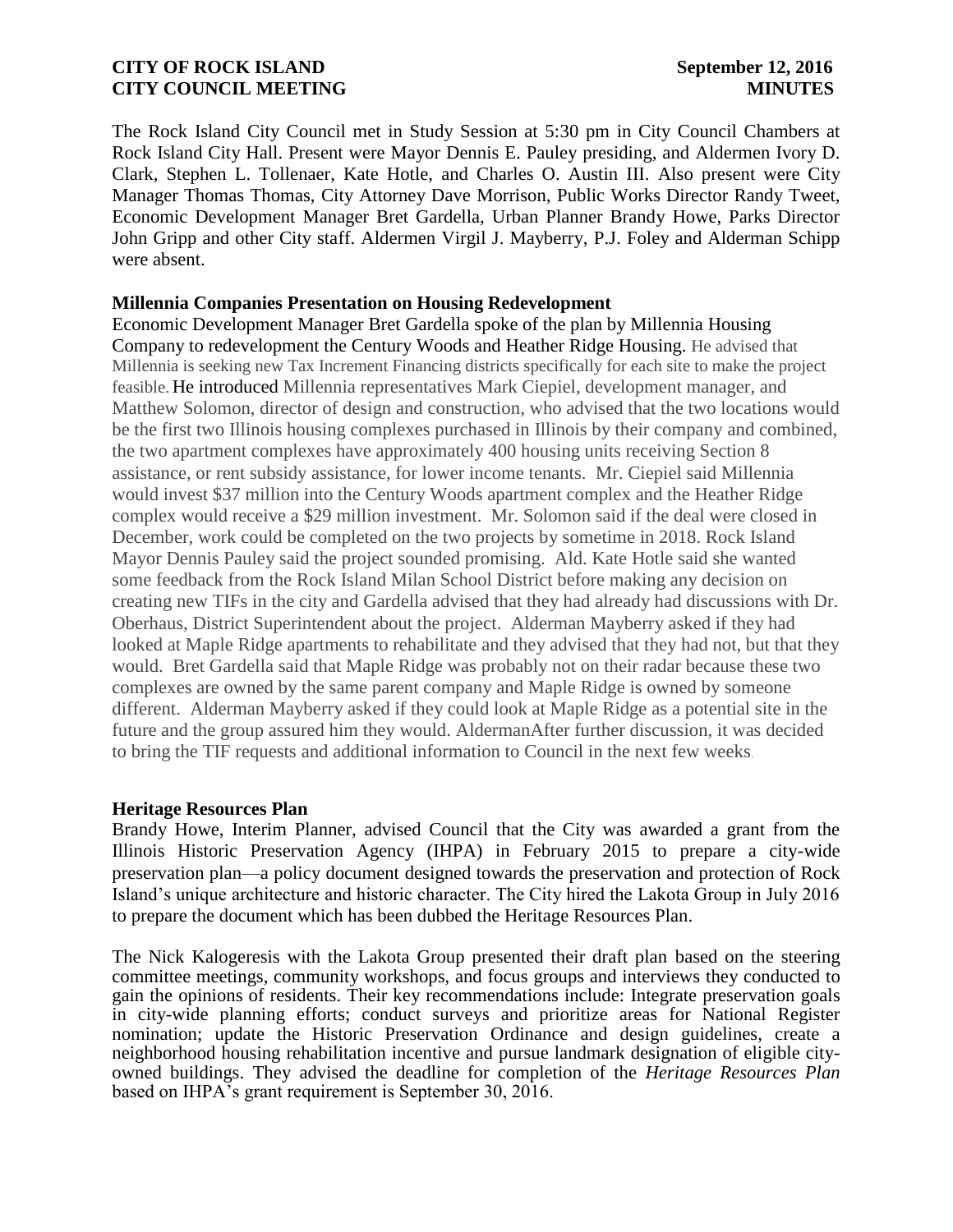**CITY OF ROCK ISLAND** **September 12, 2016**
**CITY COUNCIL MEETING** **MINUTES**

The Rock Island City Council met in Study Session at 5:30 pm in City Council Chambers at Rock Island City Hall. Present were Mayor Dennis E. Pauley presiding, and Aldermen Ivory D. Clark, Stephen L. Tollenaer, Kate Hotle, and Charles O. Austin III. Also present were City Manager Thomas Thomas, City Attorney Dave Morrison, Public Works Director Randy Tweet, Economic Development Manager Bret Gardella, Urban Planner Brandy Howe, Parks Director John Gripp and other City staff. Aldermen Virgil J. Mayberry, P.J. Foley and Alderman Schipp were absent.

**Millennia Companies Presentation on Housing Redevelopment**

Economic Development Manager Bret Gardella spoke of the plan by Millennia Housing Company to redevelopment the Century Woods and Heather Ridge Housing. He advised that Millennia is seeking new Tax Increment Financing districts specifically for each site to make the project feasible. He introduced Millennia representatives Mark Ciepiel, development manager, and Matthew Solomon, director of design and construction, who advised that the two locations would be the first two Illinois housing complexes purchased in Illinois by their company and combined, the two apartment complexes have approximately 400 housing units receiving Section 8 assistance, or rent subsidy assistance, for lower income tenants. Mr. Ciepiel said Millennia would invest $37 million into the Century Woods apartment complex and the Heather Ridge complex would receive a $29 million investment. Mr. Solomon said if the deal were closed in December, work could be completed on the two projects by sometime in 2018. Rock Island Mayor Dennis Pauley said the project sounded promising. Ald. Kate Hotle said she wanted some feedback from the Rock Island Milan School District before making any decision on creating new TIFs in the city and Gardella advised that they had already had discussions with Dr. Oberhaus, District Superintendent about the project. Alderman Mayberry asked if they had looked at Maple Ridge apartments to rehabilitate and they advised that they had not, but that they would. Bret Gardella said that Maple Ridge was probably not on their radar because these two complexes are owned by the same parent company and Maple Ridge is owned by someone different. Alderman Mayberry asked if they could look at Maple Ridge as a potential site in the future and the group assured him they would. AldermanAfter further discussion, it was decided to bring the TIF requests and additional information to Council in the next few weeks.

**Heritage Resources Plan**

Brandy Howe, Interim Planner, advised Council that the City was awarded a grant from the Illinois Historic Preservation Agency (IHPA) in February 2015 to prepare a city-wide preservation plan—a policy document designed towards the preservation and protection of Rock Island's unique architecture and historic character. The City hired the Lakota Group in July 2016 to prepare the document which has been dubbed the Heritage Resources Plan.

The Nick Kalogeresis with the Lakota Group presented their draft plan based on the steering committee meetings, community workshops, and focus groups and interviews they conducted to gain the opinions of residents. Their key recommendations include: Integrate preservation goals in city-wide planning efforts; conduct surveys and prioritize areas for National Register nomination; update the Historic Preservation Ordinance and design guidelines, create a neighborhood housing rehabilitation incentive and pursue landmark designation of eligible city-owned buildings. They advised the deadline for completion of the *Heritage Resources Plan* based on IHPA's grant requirement is September 30, 2016.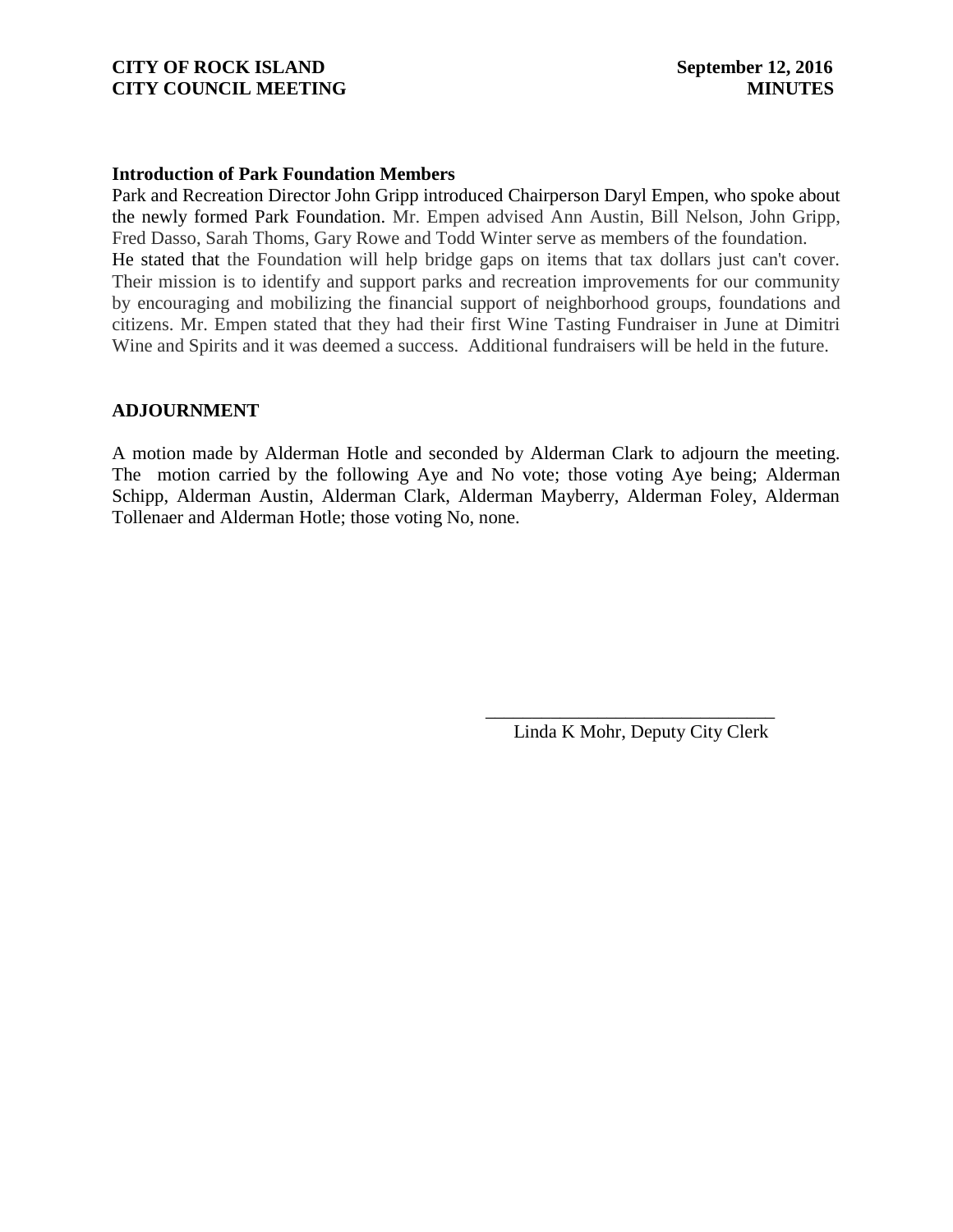**Introduction of Park Foundation Members**

Park and Recreation Director John Gripp introduced Chairperson Daryl Empen, who spoke about the newly formed Park Foundation. Mr. Empen advised Ann Austin, Bill Nelson, John Gripp, Fred Dasso, Sarah Thoms, Gary Rowe and Todd Winter serve as members of the foundation. He stated that the Foundation will help bridge gaps on items that tax dollars just can't cover. Their mission is to identify and support parks and recreation improvements for our community by encouraging and mobilizing the financial support of neighborhood groups, foundations and citizens. Mr. Empen stated that they had their first Wine Tasting Fundraiser in June at Dimitri Wine and Spirits and it was deemed a success. Additional fundraisers will be held in the future.

**ADJOURNMENT**

A motion made by Alderman Hotle and seconded by Alderman Clark to adjourn the meeting. The motion carried by the following Aye and No vote; those voting Aye being; Alderman Schipp, Alderman Austin, Alderman Clark, Alderman Mayberry, Alderman Foley, Alderman Tollenaer and Alderman Hotle; those voting No, none.

\_\_\_\_\_\_\_\_\_\_\_\_\_\_\_\_\_\_\_\_\_\_\_\_\_\_\_\_\_\_

Linda K Mohr, Deputy City Clerk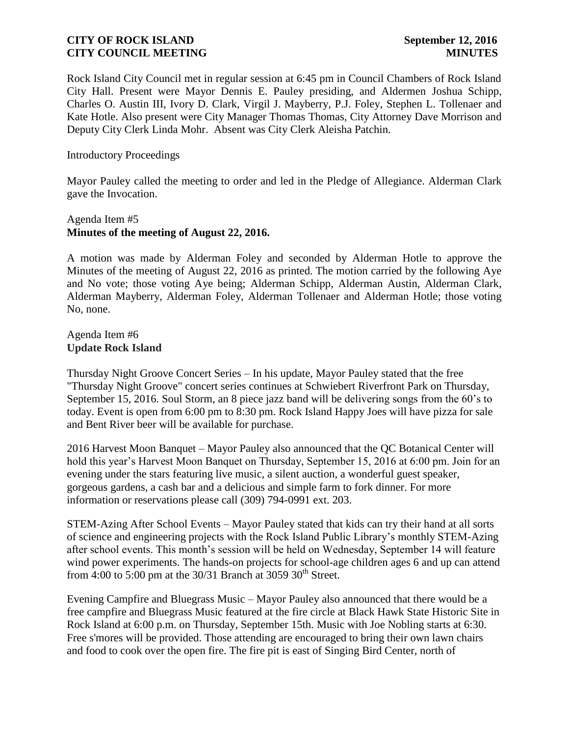Rock Island City Council met in regular session at 6:45 pm in Council Chambers of Rock Island City Hall. Present were Mayor Dennis E. Pauley presiding, and Aldermen Joshua Schipp, Charles O. Austin III, Ivory D. Clark, Virgil J. Mayberry, P.J. Foley, Stephen L. Tollenaer and Kate Hotle. Also present were City Manager Thomas Thomas, City Attorney Dave Morrison and Deputy City Clerk Linda Mohr. Absent was City Clerk Aleisha Patchin.

Introductory Proceedings

Mayor Pauley called the meeting to order and led in the Pledge of Allegiance. Alderman Clark gave the Invocation.

Agenda Item #5
**Minutes of the meeting of August 22, 2016.**

A motion was made by Alderman Foley and seconded by Alderman Hotle to approve the Minutes of the meeting of August 22, 2016 as printed. The motion carried by the following Aye and No vote; those voting Aye being; Alderman Schipp, Alderman Austin, Alderman Clark, Alderman Mayberry, Alderman Foley, Alderman Tollenaer and Alderman Hotle; those voting No, none.

Agenda Item #6
**Update Rock Island**

Thursday Night Groove Concert Series – In his update, Mayor Pauley stated that the free "Thursday Night Groove" concert series continues at Schwiebert Riverfront Park on Thursday, September 15, 2016. Soul Storm, an 8 piece jazz band will be delivering songs from the 60's to today. Event is open from 6:00 pm to 8:30 pm. Rock Island Happy Joes will have pizza for sale and Bent River beer will be available for purchase.

2016 Harvest Moon Banquet – Mayor Pauley also announced that the QC Botanical Center will hold this year's Harvest Moon Banquet on Thursday, September 15, 2016 at 6:00 pm. Join for an evening under the stars featuring live music, a silent auction, a wonderful guest speaker, gorgeous gardens, a cash bar and a delicious and simple farm to fork dinner. For more information or reservations please call (309) 794-0991 ext. 203.

STEM-Azing After School Events – Mayor Pauley stated that kids can try their hand at all sorts of science and engineering projects with the Rock Island Public Library's monthly STEM-Azing after school events. This month's session will be held on Wednesday, September 14 will feature wind power experiments. The hands-on projects for school-age children ages 6 and up can attend from 4:00 to 5:00 pm at the 30/31 Branch at 3059 30th Street.

Evening Campfire and Bluegrass Music – Mayor Pauley also announced that there would be a free campfire and Bluegrass Music featured at the fire circle at Black Hawk State Historic Site in Rock Island at 6:00 p.m. on Thursday, September 15th. Music with Joe Nobling starts at 6:30. Free s'mores will be provided. Those attending are encouraged to bring their own lawn chairs and food to cook over the open fire. The fire pit is east of Singing Bird Center, north of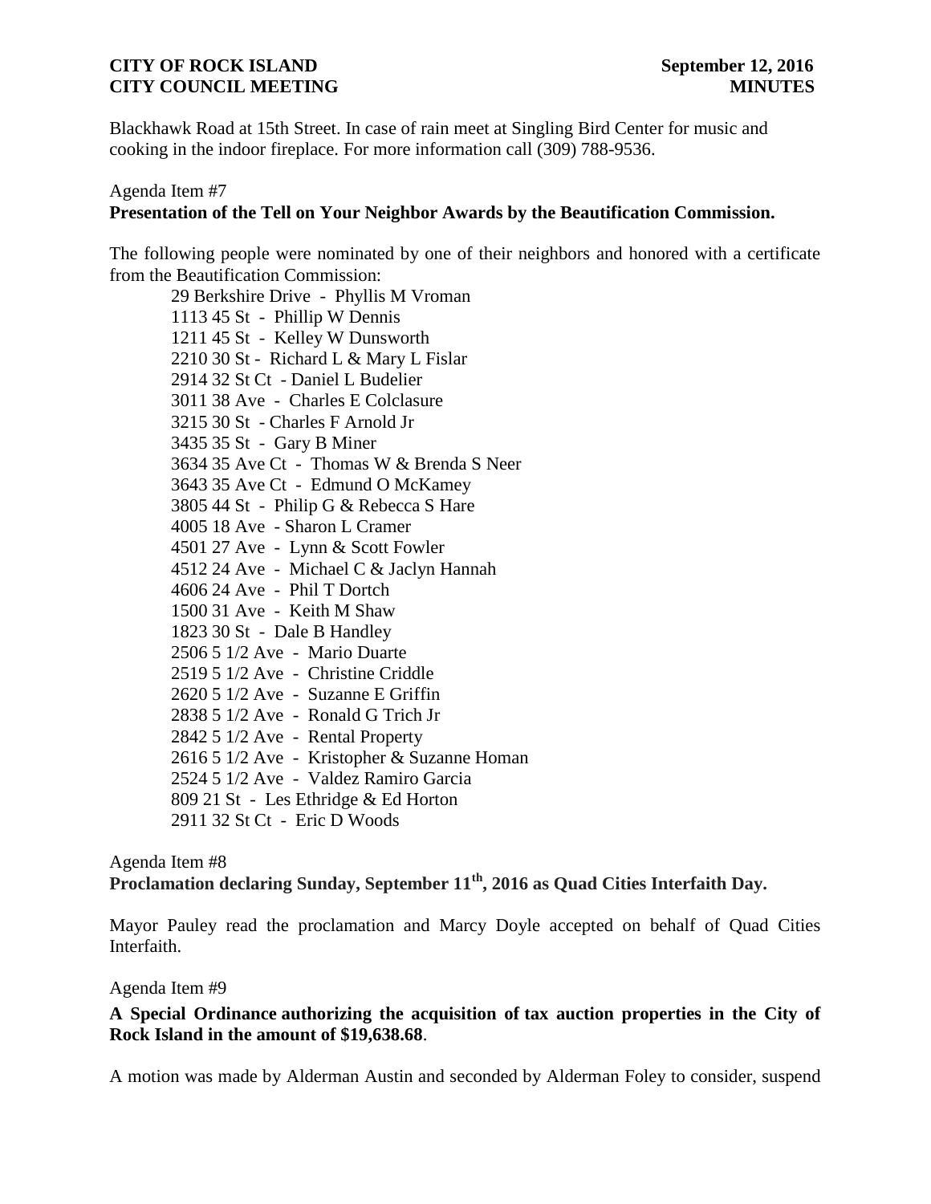Blackhawk Road at 15th Street. In case of rain meet at Singling Bird Center for music and cooking in the indoor fireplace. For more information call (309) 788-9536.

Agenda Item #7

**Presentation of the Tell on Your Neighbor Awards by the Beautification Commission.**

The following people were nominated by one of their neighbors and honored with a certificate from the Beautification Commission:

29 Berkshire Drive - Phyllis M Vroman
1113 45 St - Phillip W Dennis
1211 45 St - Kelley W Dunsworth
2210 30 St - Richard L & Mary L Fislar
2914 32 St Ct - Daniel L Budelier
3011 38 Ave - Charles E Colclasure
3215 30 St - Charles F Arnold Jr
3435 35 St - Gary B Miner
3634 35 Ave Ct - Thomas W & Brenda S Neer
3643 35 Ave Ct - Edmund O McKamey
3805 44 St - Philip G & Rebecca S Hare
4005 18 Ave - Sharon L Cramer
4501 27 Ave - Lynn & Scott Fowler
4512 24 Ave - Michael C & Jaclyn Hannah
4606 24 Ave - Phil T Dortch
1500 31 Ave - Keith M Shaw
1823 30 St - Dale B Handley
2506 5 1/2 Ave - Mario Duarte
2519 5 1/2 Ave - Christine Criddle
2620 5 1/2 Ave - Suzanne E Griffin
2838 5 1/2 Ave - Ronald G Trich Jr
2842 5 1/2 Ave - Rental Property
2616 5 1/2 Ave - Kristopher & Suzanne Homan
2524 5 1/2 Ave - Valdez Ramiro Garcia
809 21 St - Les Ethridge & Ed Horton
2911 32 St Ct - Eric D Woods

Agenda Item #8

**Proclamation declaring Sunday, September 11th, 2016 as Quad Cities Interfaith Day.**

Mayor Pauley read the proclamation and Marcy Doyle accepted on behalf of Quad Cities Interfaith.

Agenda Item #9

**A Special Ordinance authorizing the acquisition of tax auction properties in the City of Rock Island in the amount of $19,638.68**.

A motion was made by Alderman Austin and seconded by Alderman Foley to consider, suspend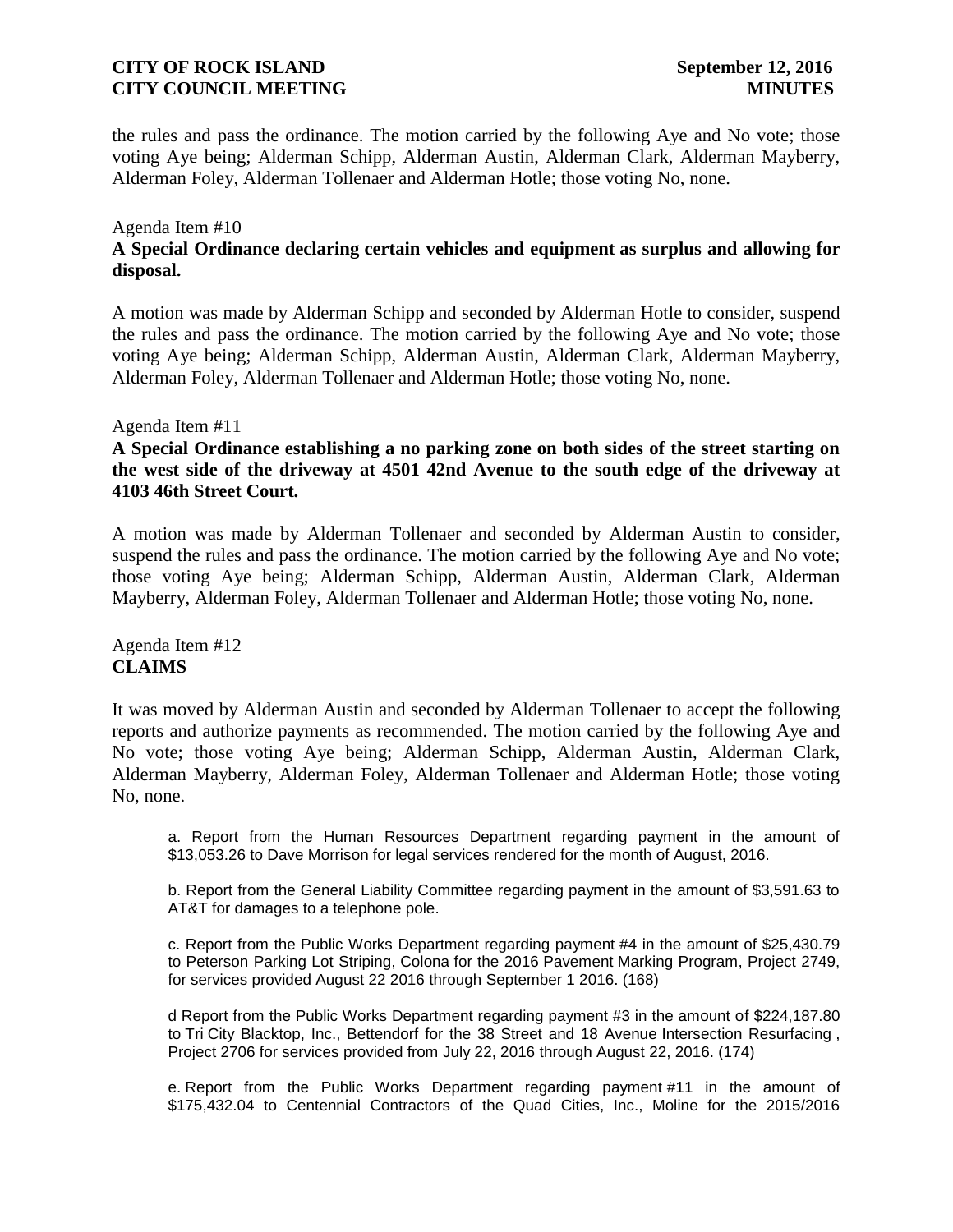the rules and pass the ordinance. The motion carried by the following Aye and No vote; those voting Aye being; Alderman Schipp, Alderman Austin, Alderman Clark, Alderman Mayberry, Alderman Foley, Alderman Tollenaer and Alderman Hotle; those voting No, none.

Agenda Item #10

**A Special Ordinance declaring certain vehicles and equipment as surplus and allowing for disposal.**

A motion was made by Alderman Schipp and seconded by Alderman Hotle to consider, suspend the rules and pass the ordinance. The motion carried by the following Aye and No vote; those voting Aye being; Alderman Schipp, Alderman Austin, Alderman Clark, Alderman Mayberry, Alderman Foley, Alderman Tollenaer and Alderman Hotle; those voting No, none.

Agenda Item #11

**A Special Ordinance establishing a no parking zone on both sides of the street starting on the west side of the driveway at 4501 42nd Avenue to the south edge of the driveway at 4103 46th Street Court.**

A motion was made by Alderman Tollenaer and seconded by Alderman Austin to consider, suspend the rules and pass the ordinance. The motion carried by the following Aye and No vote; those voting Aye being; Alderman Schipp, Alderman Austin, Alderman Clark, Alderman Mayberry, Alderman Foley, Alderman Tollenaer and Alderman Hotle; those voting No, none.

Agenda Item #12

**CLAIMS**

It was moved by Alderman Austin and seconded by Alderman Tollenaer to accept the following reports and authorize payments as recommended. The motion carried by the following Aye and No vote; those voting Aye being; Alderman Schipp, Alderman Austin, Alderman Clark, Alderman Mayberry, Alderman Foley, Alderman Tollenaer and Alderman Hotle; those voting No, none.

a. Report from the Human Resources Department regarding payment in the amount of $13,053.26 to Dave Morrison for legal services rendered for the month of August, 2016.

b. Report from the General Liability Committee regarding payment in the amount of $3,591.63 to AT&T for damages to a telephone pole.

c. Report from the Public Works Department regarding payment #4 in the amount of $25,430.79 to Peterson Parking Lot Striping, Colona for the 2016 Pavement Marking Program, Project 2749, for services provided August 22 2016 through September 1 2016. (168)

d Report from the Public Works Department regarding payment #3 in the amount of $224,187.80 to Tri City Blacktop, Inc., Bettendorf for the 38 Street and 18 Avenue Intersection Resurfacing , Project 2706 for services provided from July 22, 2016 through August 22, 2016. (174)

e. Report from the Public Works Department regarding payment #11 in the amount of $175,432.04 to Centennial Contractors of the Quad Cities, Inc., Moline for the 2015/2016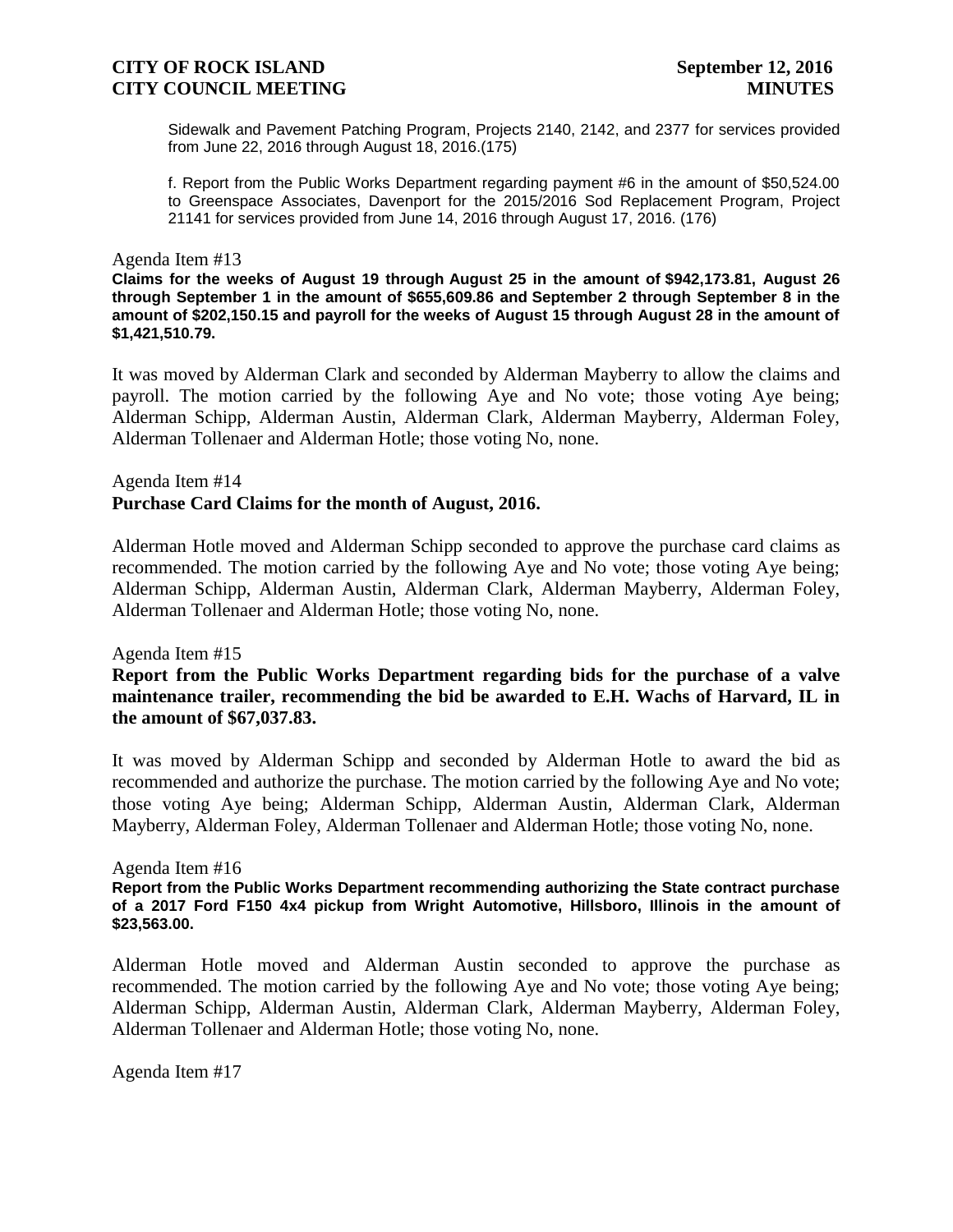Sidewalk and Pavement Patching Program, Projects 2140, 2142, and 2377 for services provided from June 22, 2016 through August 18, 2016.(175)

f. Report from the Public Works Department regarding payment #6 in the amount of $50,524.00 to Greenspace Associates, Davenport for the 2015/2016 Sod Replacement Program, Project 21141 for services provided from June 14, 2016 through August 17, 2016. (176)

Agenda Item #13

**Claims for the weeks of August 19 through August 25 in the amount of $942,173.81, August 26 through September 1 in the amount of $655,609.86 and September 2 through September 8 in the amount of $202,150.15 and payroll for the weeks of August 15 through August 28 in the amount of $1,421,510.79.**

It was moved by Alderman Clark and seconded by Alderman Mayberry to allow the claims and payroll. The motion carried by the following Aye and No vote; those voting Aye being; Alderman Schipp, Alderman Austin, Alderman Clark, Alderman Mayberry, Alderman Foley, Alderman Tollenaer and Alderman Hotle; those voting No, none.

Agenda Item #14

**Purchase Card Claims for the month of August, 2016.**

Alderman Hotle moved and Alderman Schipp seconded to approve the purchase card claims as recommended. The motion carried by the following Aye and No vote; those voting Aye being; Alderman Schipp, Alderman Austin, Alderman Clark, Alderman Mayberry, Alderman Foley, Alderman Tollenaer and Alderman Hotle; those voting No, none.

Agenda Item #15

**Report from the Public Works Department regarding bids for the purchase of a valve maintenance trailer, recommending the bid be awarded to E.H. Wachs of Harvard, IL in the amount of $67,037.83.**

It was moved by Alderman Schipp and seconded by Alderman Hotle to award the bid as recommended and authorize the purchase. The motion carried by the following Aye and No vote; those voting Aye being; Alderman Schipp, Alderman Austin, Alderman Clark, Alderman Mayberry, Alderman Foley, Alderman Tollenaer and Alderman Hotle; those voting No, none.

Agenda Item #16

**Report from the Public Works Department recommending authorizing the State contract purchase of a 2017 Ford F150 4x4 pickup from Wright Automotive, Hillsboro, Illinois in the amount of $23,563.00.**

Alderman Hotle moved and Alderman Austin seconded to approve the purchase as recommended. The motion carried by the following Aye and No vote; those voting Aye being; Alderman Schipp, Alderman Austin, Alderman Clark, Alderman Mayberry, Alderman Foley, Alderman Tollenaer and Alderman Hotle; those voting No, none.

Agenda Item #17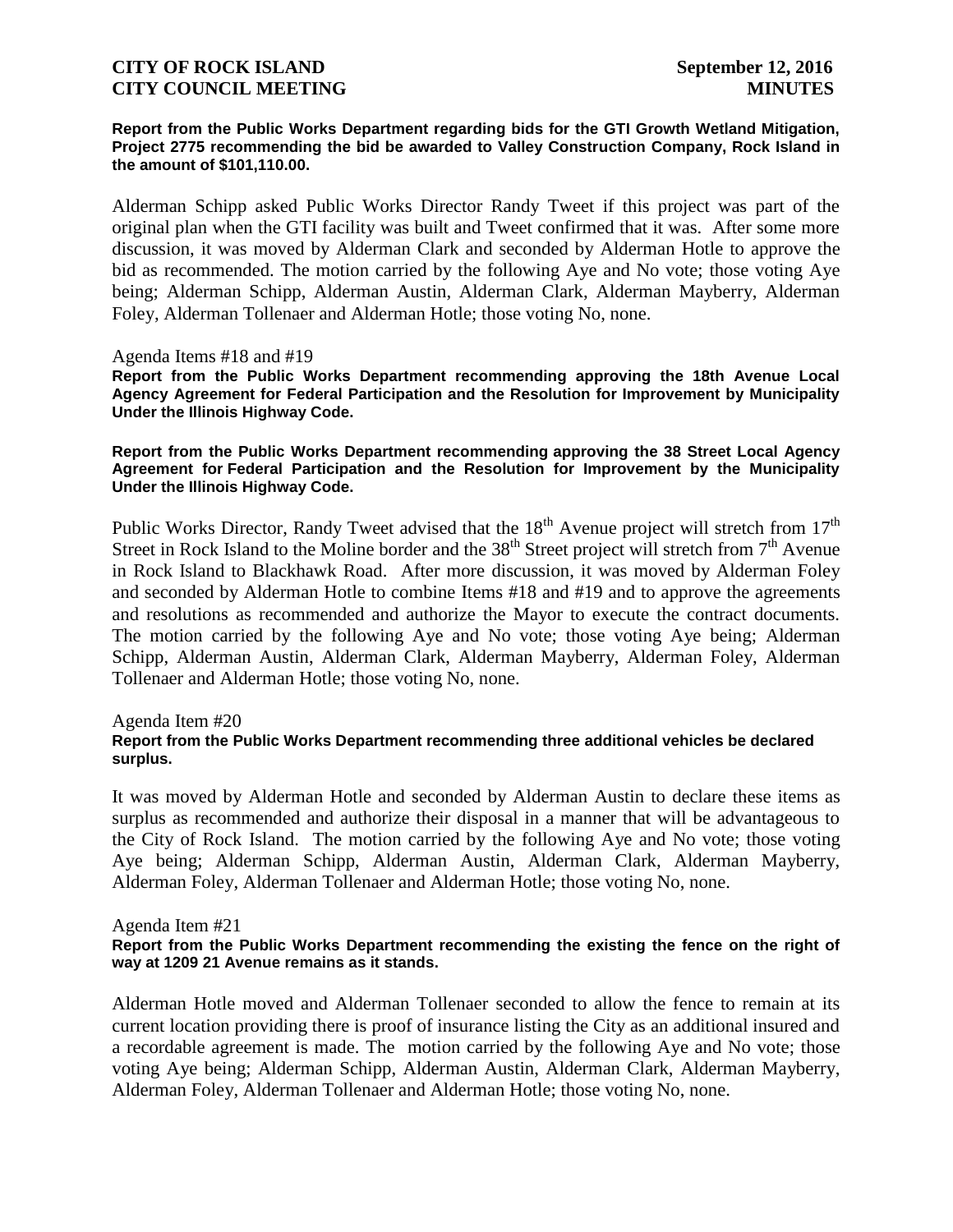**Report from the Public Works Department regarding bids for the GTI Growth Wetland Mitigation, Project 2775 recommending the bid be awarded to Valley Construction Company, Rock Island in the amount of $101,110.00.**

Alderman Schipp asked Public Works Director Randy Tweet if this project was part of the original plan when the GTI facility was built and Tweet confirmed that it was. After some more discussion, it was moved by Alderman Clark and seconded by Alderman Hotle to approve the bid as recommended. The motion carried by the following Aye and No vote; those voting Aye being; Alderman Schipp, Alderman Austin, Alderman Clark, Alderman Mayberry, Alderman Foley, Alderman Tollenaer and Alderman Hotle; those voting No, none.

Agenda Items #18 and #19

**Report from the Public Works Department recommending approving the 18th Avenue Local Agency Agreement for Federal Participation and the Resolution for Improvement by Municipality Under the Illinois Highway Code.**

**Report from the Public Works Department recommending approving the 38 Street Local Agency Agreement for Federal Participation and the Resolution for Improvement by the Municipality Under the Illinois Highway Code.**

Public Works Director, Randy Tweet advised that the 18th Avenue project will stretch from 17th Street in Rock Island to the Moline border and the 38th Street project will stretch from 7th Avenue in Rock Island to Blackhawk Road. After more discussion, it was moved by Alderman Foley and seconded by Alderman Hotle to combine Items #18 and #19 and to approve the agreements and resolutions as recommended and authorize the Mayor to execute the contract documents. The motion carried by the following Aye and No vote; those voting Aye being; Alderman Schipp, Alderman Austin, Alderman Clark, Alderman Mayberry, Alderman Foley, Alderman Tollenaer and Alderman Hotle; those voting No, none.

Agenda Item #20

**Report from the Public Works Department recommending three additional vehicles be declared surplus.**

It was moved by Alderman Hotle and seconded by Alderman Austin to declare these items as surplus as recommended and authorize their disposal in a manner that will be advantageous to the City of Rock Island. The motion carried by the following Aye and No vote; those voting Aye being; Alderman Schipp, Alderman Austin, Alderman Clark, Alderman Mayberry, Alderman Foley, Alderman Tollenaer and Alderman Hotle; those voting No, none.

Agenda Item #21

**Report from the Public Works Department recommending the existing the fence on the right of way at 1209 21 Avenue remains as it stands.**

Alderman Hotle moved and Alderman Tollenaer seconded to allow the fence to remain at its current location providing there is proof of insurance listing the City as an additional insured and a recordable agreement is made. The motion carried by the following Aye and No vote; those voting Aye being; Alderman Schipp, Alderman Austin, Alderman Clark, Alderman Mayberry, Alderman Foley, Alderman Tollenaer and Alderman Hotle; those voting No, none.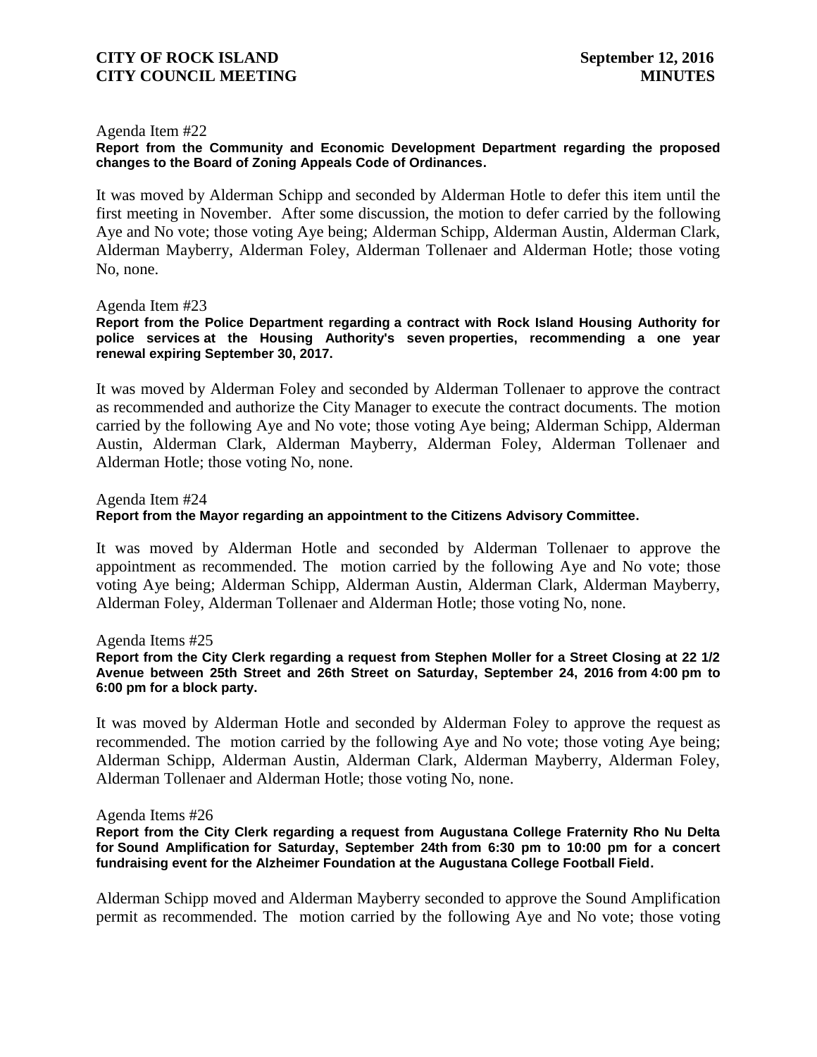Agenda Item #22

**Report from the Community and Economic Development Department regarding the proposed changes to the Board of Zoning Appeals Code of Ordinances.**

It was moved by Alderman Schipp and seconded by Alderman Hotle to defer this item until the first meeting in November. After some discussion, the motion to defer carried by the following Aye and No vote; those voting Aye being; Alderman Schipp, Alderman Austin, Alderman Clark, Alderman Mayberry, Alderman Foley, Alderman Tollenaer and Alderman Hotle; those voting No, none.

Agenda Item #23

**Report from the Police Department regarding a contract with Rock Island Housing Authority for police services at the Housing Authority's seven properties, recommending a one year renewal expiring September 30, 2017.**

It was moved by Alderman Foley and seconded by Alderman Tollenaer to approve the contract as recommended and authorize the City Manager to execute the contract documents. The motion carried by the following Aye and No vote; those voting Aye being; Alderman Schipp, Alderman Austin, Alderman Clark, Alderman Mayberry, Alderman Foley, Alderman Tollenaer and Alderman Hotle; those voting No, none.

Agenda Item #24

**Report from the Mayor regarding an appointment to the Citizens Advisory Committee.**

It was moved by Alderman Hotle and seconded by Alderman Tollenaer to approve the appointment as recommended. The motion carried by the following Aye and No vote; those voting Aye being; Alderman Schipp, Alderman Austin, Alderman Clark, Alderman Mayberry, Alderman Foley, Alderman Tollenaer and Alderman Hotle; those voting No, none.

Agenda Items #25

**Report from the City Clerk regarding a request from Stephen Moller for a Street Closing at 22 1/2 Avenue between 25th Street and 26th Street on Saturday, September 24, 2016 from 4:00 pm to 6:00 pm for a block party.**

It was moved by Alderman Hotle and seconded by Alderman Foley to approve the request as recommended. The motion carried by the following Aye and No vote; those voting Aye being; Alderman Schipp, Alderman Austin, Alderman Clark, Alderman Mayberry, Alderman Foley, Alderman Tollenaer and Alderman Hotle; those voting No, none.

Agenda Items #26

**Report from the City Clerk regarding a request from Augustana College Fraternity Rho Nu Delta for Sound Amplification for Saturday, September 24th from 6:30 pm to 10:00 pm for a concert fundraising event for the Alzheimer Foundation at the Augustana College Football Field.**

Alderman Schipp moved and Alderman Mayberry seconded to approve the Sound Amplification permit as recommended. The motion carried by the following Aye and No vote; those voting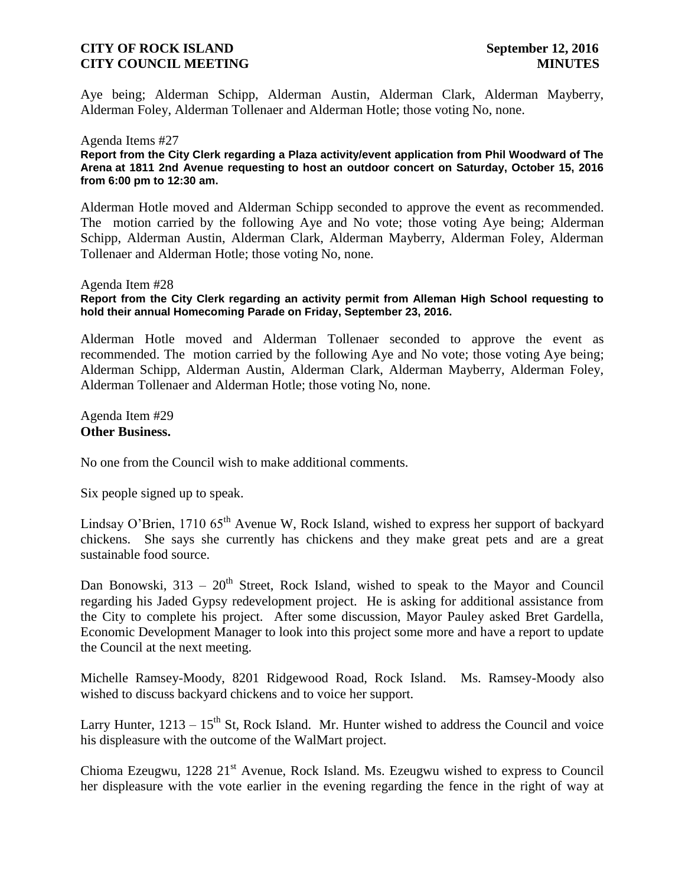Aye being; Alderman Schipp, Alderman Austin, Alderman Clark, Alderman Mayberry, Alderman Foley, Alderman Tollenaer and Alderman Hotle; those voting No, none.

Agenda Items #27

**Report from the City Clerk regarding a Plaza activity/event application from Phil Woodward of The Arena at 1811 2nd Avenue requesting to host an outdoor concert on Saturday, October 15, 2016 from 6:00 pm to 12:30 am.**

Alderman Hotle moved and Alderman Schipp seconded to approve the event as recommended. The motion carried by the following Aye and No vote; those voting Aye being; Alderman Schipp, Alderman Austin, Alderman Clark, Alderman Mayberry, Alderman Foley, Alderman Tollenaer and Alderman Hotle; those voting No, none.

Agenda Item #28

**Report from the City Clerk regarding an activity permit from Alleman High School requesting to hold their annual Homecoming Parade on Friday, September 23, 2016.**

Alderman Hotle moved and Alderman Tollenaer seconded to approve the event as recommended. The motion carried by the following Aye and No vote; those voting Aye being; Alderman Schipp, Alderman Austin, Alderman Clark, Alderman Mayberry, Alderman Foley, Alderman Tollenaer and Alderman Hotle; those voting No, none.

Agenda Item #29

**Other Business.**

No one from the Council wish to make additional comments.

Six people signed up to speak.

Lindsay O'Brien, 1710 65th Avenue W, Rock Island, wished to express her support of backyard chickens. She says she currently has chickens and they make great pets and are a great sustainable food source.

Dan Bonowski, 313 – 20th Street, Rock Island, wished to speak to the Mayor and Council regarding his Jaded Gypsy redevelopment project. He is asking for additional assistance from the City to complete his project. After some discussion, Mayor Pauley asked Bret Gardella, Economic Development Manager to look into this project some more and have a report to update the Council at the next meeting.

Michelle Ramsey-Moody, 8201 Ridgewood Road, Rock Island. Ms. Ramsey-Moody also wished to discuss backyard chickens and to voice her support.

Larry Hunter, 1213 – 15th St, Rock Island. Mr. Hunter wished to address the Council and voice his displeasure with the outcome of the WalMart project.

Chioma Ezeugwu, 1228 21st Avenue, Rock Island. Ms. Ezeugwu wished to express to Council her displeasure with the vote earlier in the evening regarding the fence in the right of way at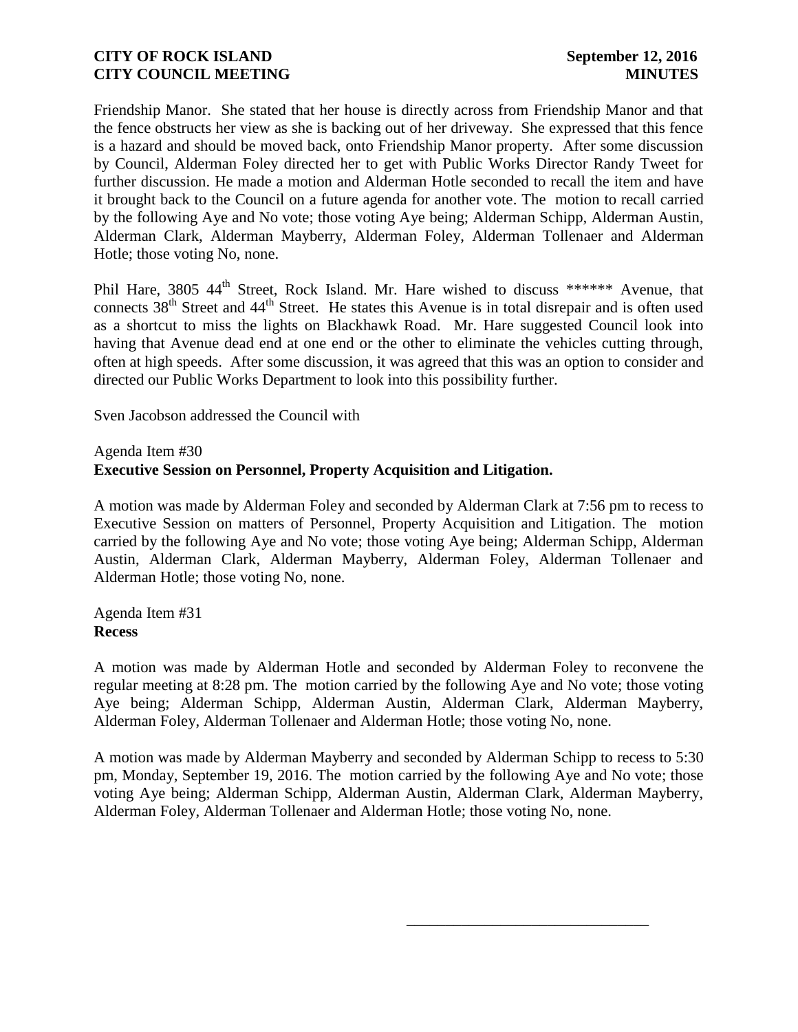Friendship Manor. She stated that her house is directly across from Friendship Manor and that the fence obstructs her view as she is backing out of her driveway. She expressed that this fence is a hazard and should be moved back, onto Friendship Manor property. After some discussion by Council, Alderman Foley directed her to get with Public Works Director Randy Tweet for further discussion. He made a motion and Alderman Hotle seconded to recall the item and have it brought back to the Council on a future agenda for another vote. The motion to recall carried by the following Aye and No vote; those voting Aye being; Alderman Schipp, Alderman Austin, Alderman Clark, Alderman Mayberry, Alderman Foley, Alderman Tollenaer and Alderman Hotle; those voting No, none.

Phil Hare, 3805 44th Street, Rock Island. Mr. Hare wished to discuss ****** Avenue, that connects 38th Street and 44th Street. He states this Avenue is in total disrepair and is often used as a shortcut to miss the lights on Blackhawk Road. Mr. Hare suggested Council look into having that Avenue dead end at one end or the other to eliminate the vehicles cutting through, often at high speeds. After some discussion, it was agreed that this was an option to consider and directed our Public Works Department to look into this possibility further.

Sven Jacobson addressed the Council with

Agenda Item #30
**Executive Session on Personnel, Property Acquisition and Litigation.**

A motion was made by Alderman Foley and seconded by Alderman Clark at 7:56 pm to recess to Executive Session on matters of Personnel, Property Acquisition and Litigation. The motion carried by the following Aye and No vote; those voting Aye being; Alderman Schipp, Alderman Austin, Alderman Clark, Alderman Mayberry, Alderman Foley, Alderman Tollenaer and Alderman Hotle; those voting No, none.

Agenda Item #31
**Recess**

A motion was made by Alderman Hotle and seconded by Alderman Foley to reconvene the regular meeting at 8:28 pm. The motion carried by the following Aye and No vote; those voting Aye being; Alderman Schipp, Alderman Austin, Alderman Clark, Alderman Mayberry, Alderman Foley, Alderman Tollenaer and Alderman Hotle; those voting No, none.

A motion was made by Alderman Mayberry and seconded by Alderman Schipp to recess to 5:30 pm, Monday, September 19, 2016. The motion carried by the following Aye and No vote; those voting Aye being; Alderman Schipp, Alderman Austin, Alderman Clark, Alderman Mayberry, Alderman Foley, Alderman Tollenaer and Alderman Hotle; those voting No, none.

\_\_\_\_\_\_\_\_\_\_\_\_\_\_\_\_\_\_\_\_\_\_\_\_\_\_\_\_\_\_\_\_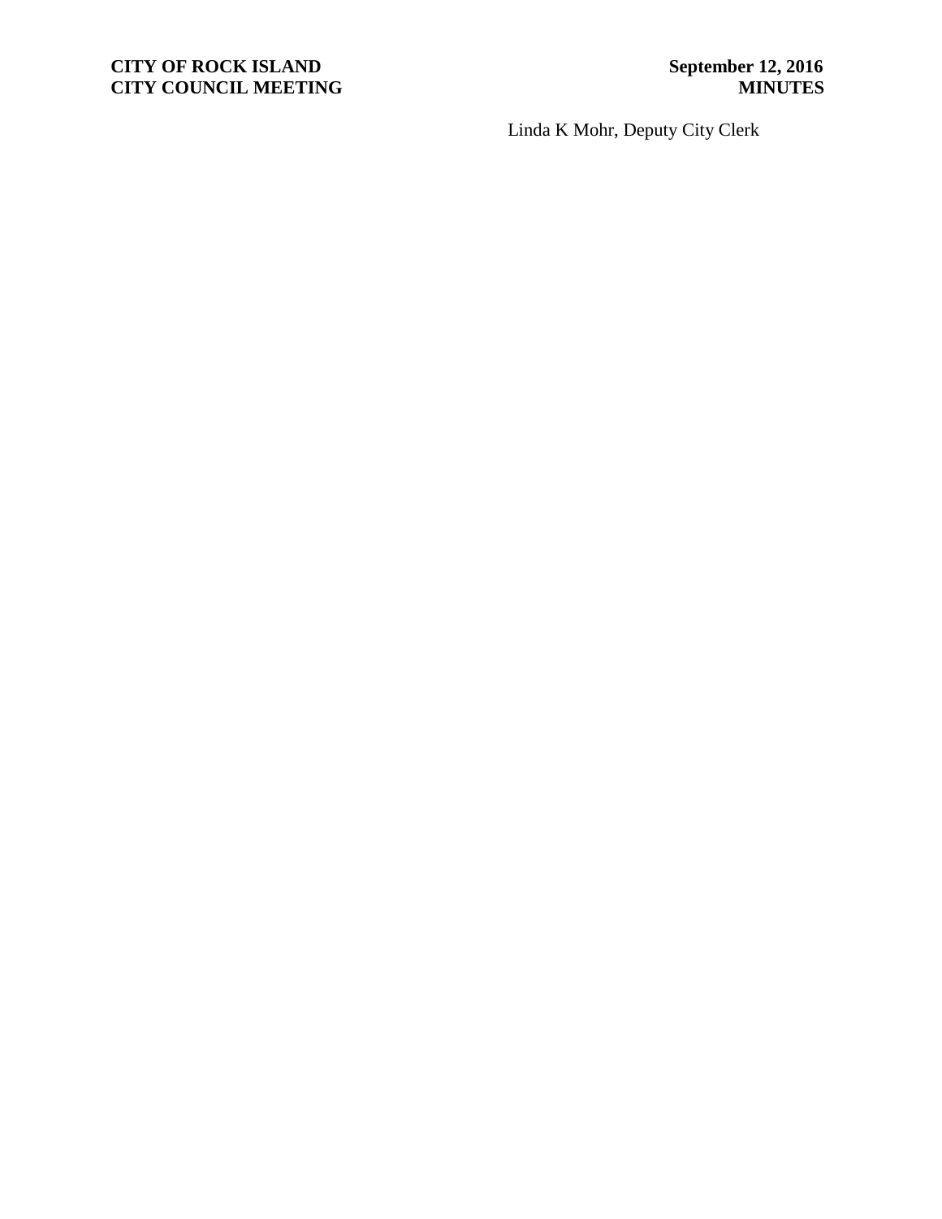Linda K Mohr, Deputy City Clerk